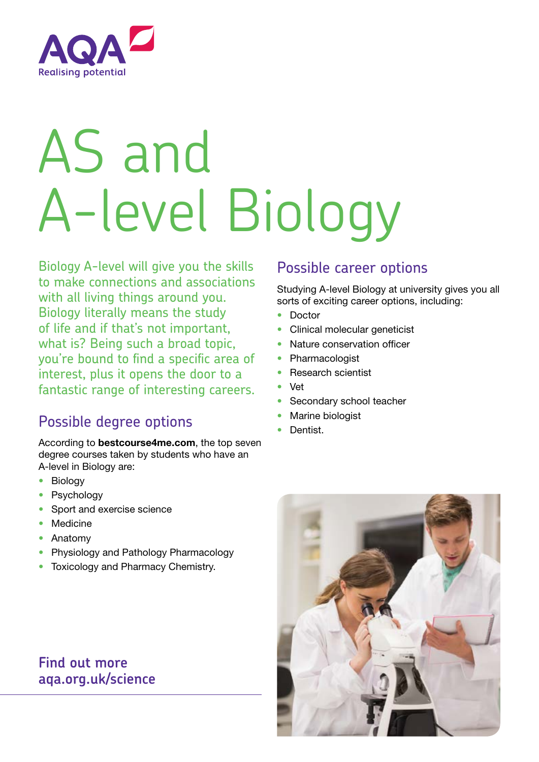AQA
Realising potential

# AS and A-level Biology

Biology A-level will give you the skills to make connections and associations with all living things around you. Biology literally means the study of life and if that's not important, what is? Being such a broad topic, you're bound to find a specific area of interest, plus it opens the door to a fantastic range of interesting careers.

## Possible degree options

According to **bestcourse4me.com**, the top seven degree courses taken by students who have an A-level in Biology are:

- Biology
- Psychology
- Sport and exercise science
- Medicine
- Anatomy
- Physiology and Pathology Pharmacology
- Toxicology and Pharmacy Chemistry.

## Possible career options

Studying A-level Biology at university gives you all sorts of exciting career options, including:

- Doctor
- Clinical molecular geneticist
- Nature conservation officer
- Pharmacologist
- Research scientist
- Vet
- Secondary school teacher
- Marine biologist
- Dentist.

**Find out more**
**aqa.org.uk/science**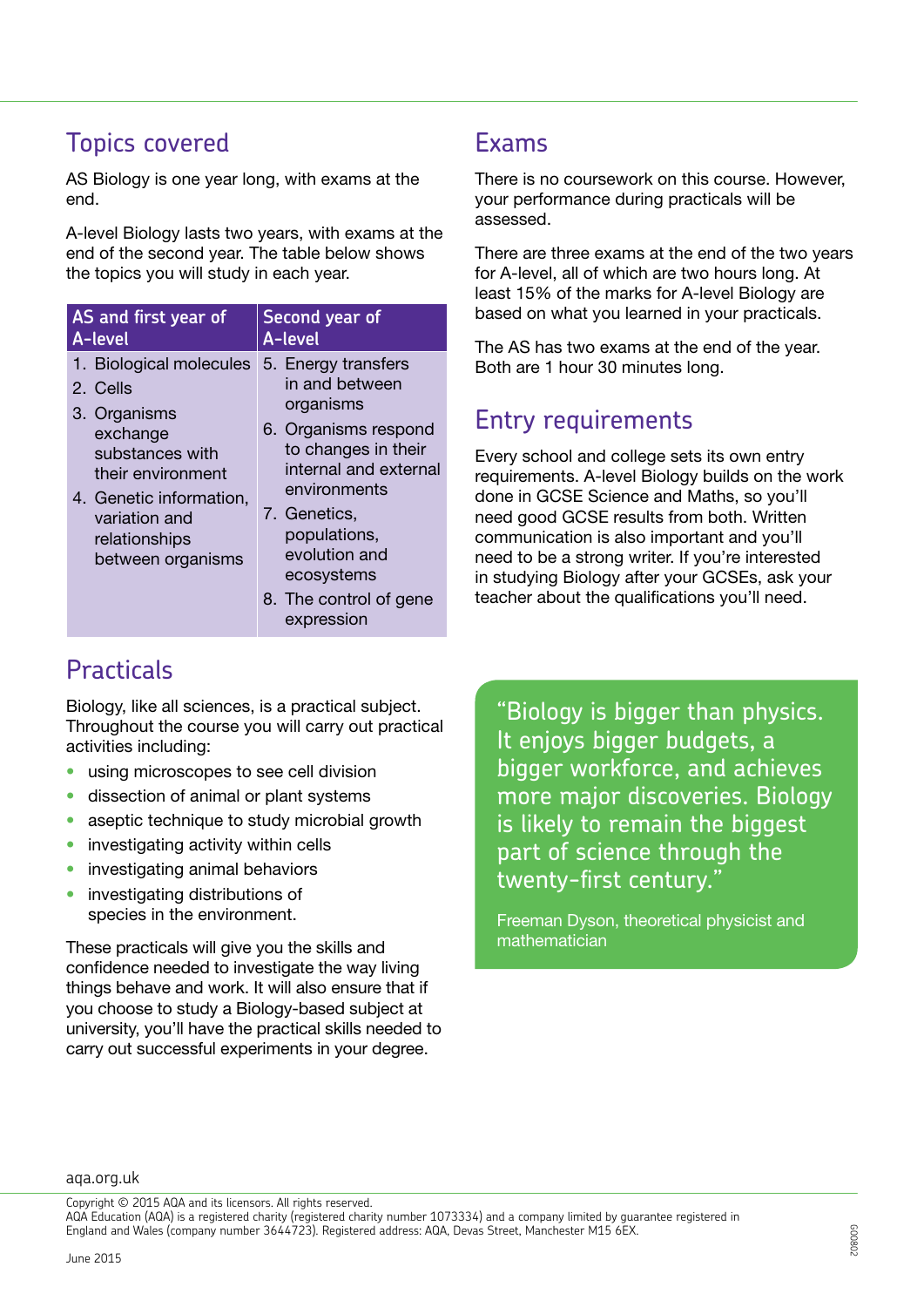## Topics covered

AS Biology is one year long, with exams at the end.

A-level Biology lasts two years, with exams at the end of the second year. The table below shows the topics you will study in each year.

| AS and first year of A-level | Second year of A-level |
|---|---|
| 1. Biological molecules<br>2. Cells<br>3. Organisms exchange substances with their environment<br>4. Genetic information, variation and relationships between organisms | 5. Energy transfers in and between organisms<br>6. Organisms respond to changes in their internal and external environments<br>7. Genetics, populations, evolution and ecosystems<br>8. The control of gene expression |

## Practicals

Biology, like all sciences, is a practical subject. Throughout the course you will carry out practical activities including:

- using microscopes to see cell division
- dissection of animal or plant systems
- aseptic technique to study microbial growth
- investigating activity within cells
- investigating animal behaviors
- investigating distributions of species in the environment.

These practicals will give you the skills and confidence needed to investigate the way living things behave and work. It will also ensure that if you choose to study a Biology-based subject at university, you'll have the practical skills needed to carry out successful experiments in your degree.

## Exams

There is no coursework on this course. However, your performance during practicals will be assessed.

There are three exams at the end of the two years for A-level, all of which are two hours long. At least 15% of the marks for A-level Biology are based on what you learned in your practicals.

The AS has two exams at the end of the year. Both are 1 hour 30 minutes long.

## Entry requirements

Every school and college sets its own entry requirements. A-level Biology builds on the work done in GCSE Science and Maths, so you'll need good GCSE results from both. Written communication is also important and you'll need to be a strong writer. If you're interested in studying Biology after your GCSEs, ask your teacher about the qualifications you'll need.

> "Biology is bigger than physics. It enjoys bigger budgets, a bigger workforce, and achieves more major discoveries. Biology is likely to remain the biggest part of science through the twenty-first century."
>
> Freeman Dyson, theoretical physicist and mathematician

aqa.org.uk

Copyright © 2015 AQA and its licensors. All rights reserved.
AQA Education (AQA) is a registered charity (registered charity number 1073334) and a company limited by guarantee registered in England and Wales (company number 3644723). Registered address: AQA, Devas Street, Manchester M15 6EX.

June 2015

G00802